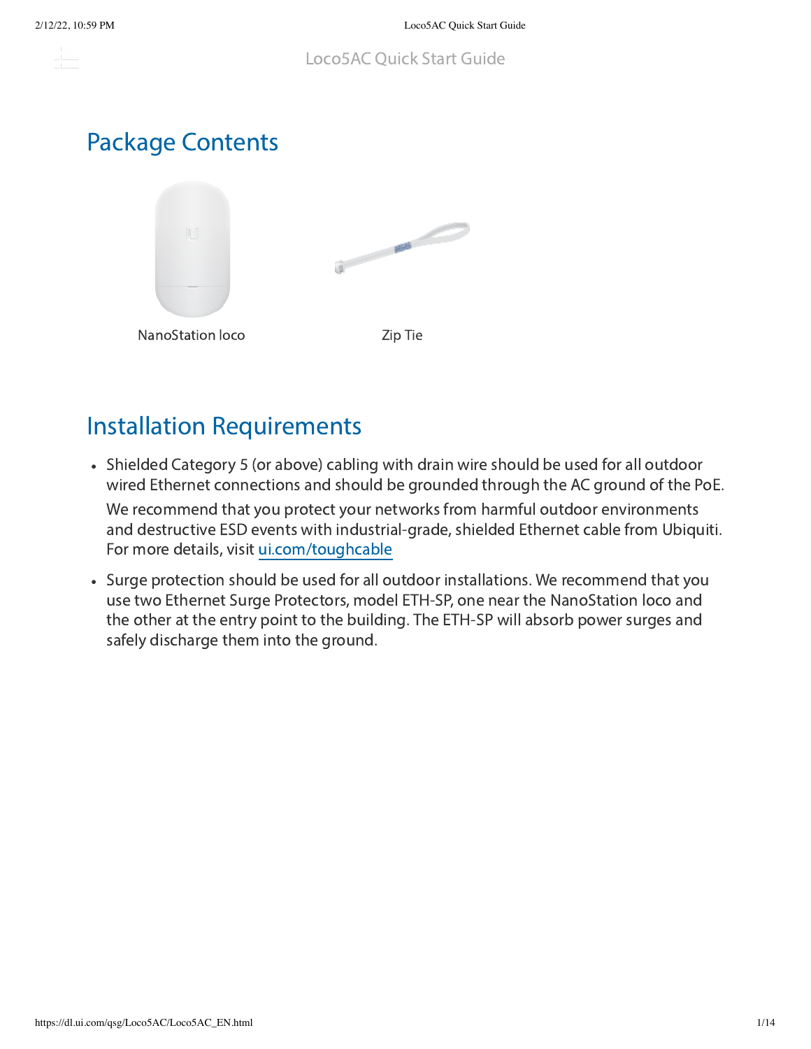# Loco5AC Quick Start Guide

## Package Contents

NanoStation loco

Zip Tie

## Installation Requirements

- Shielded Category 5 (or above) cabling with drain wire should be used for all outdoor wired Ethernet connections and should be grounded through the AC ground of the PoE.

  We recommend that you protect your networks from harmful outdoor environments and destructive ESD events with industrial-grade, shielded Ethernet cable from Ubiquiti. For more details, visit ui.com/toughcable
- Surge protection should be used for all outdoor installations. We recommend that you use two Ethernet Surge Protectors, model ETH-SP, one near the NanoStation loco and the other at the entry point to the building. The ETH-SP will absorb power surges and safely discharge them into the ground.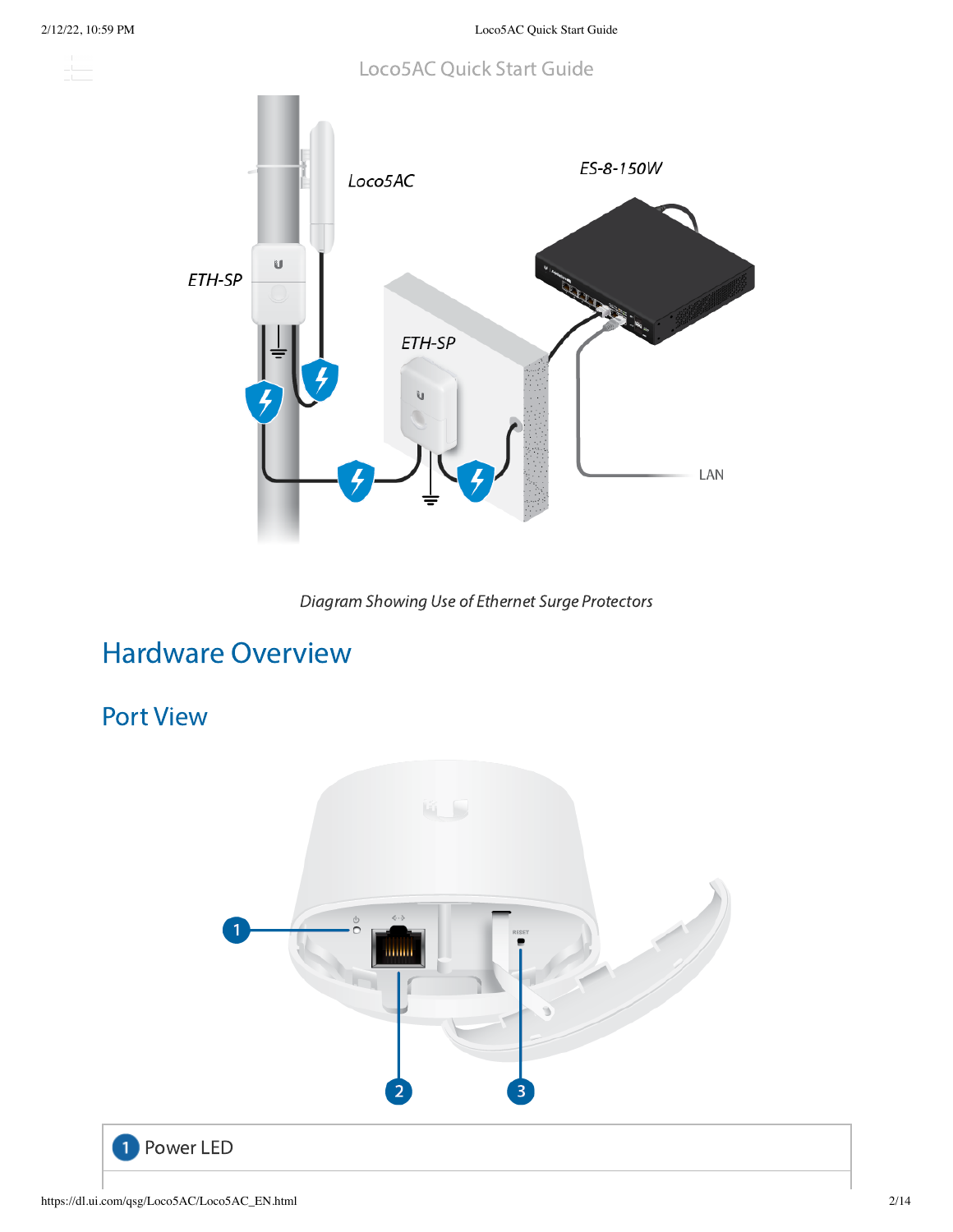Diagram Showing Use of Ethernet Surge Protectors

## Hardware Overview

### Port View

| 1 Power LED |
| --- |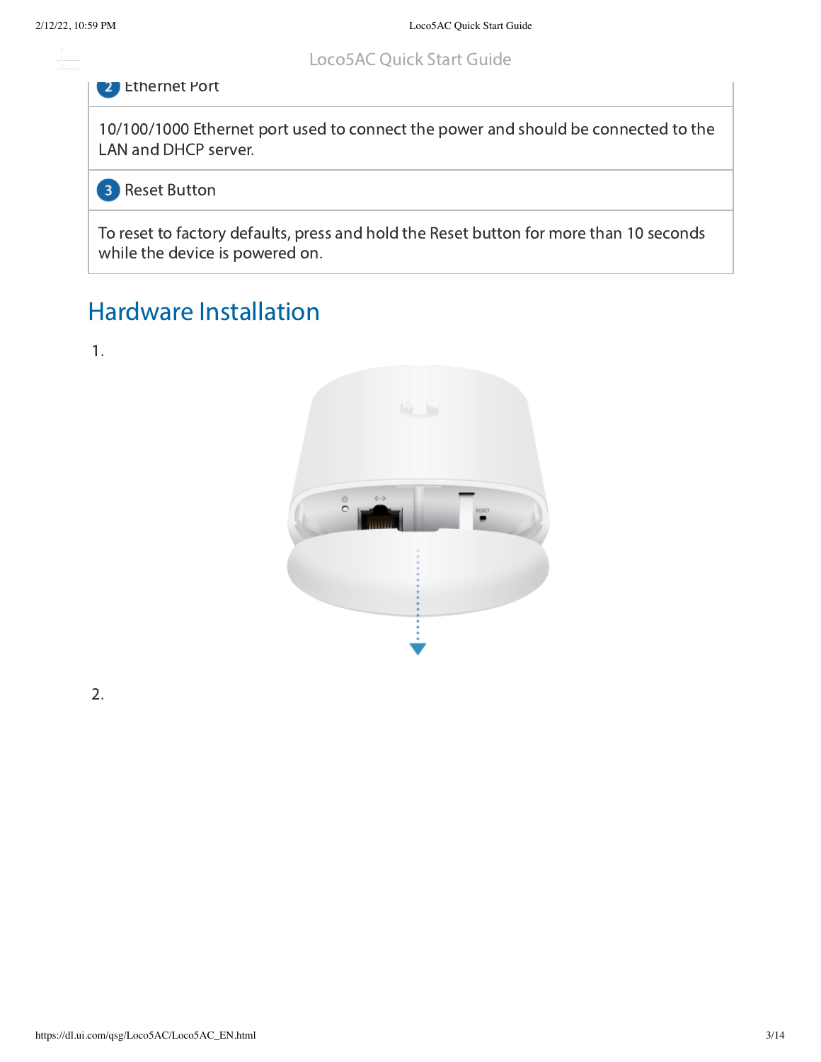| 2 Ethernet Port |
| --- |
| 10/100/1000 Ethernet port used to connect the power and should be connected to the LAN and DHCP server. |
| 3 Reset Button |
| To reset to factory defaults, press and hold the Reset button for more than 10 seconds while the device is powered on. |

## Hardware Installation

1.

2.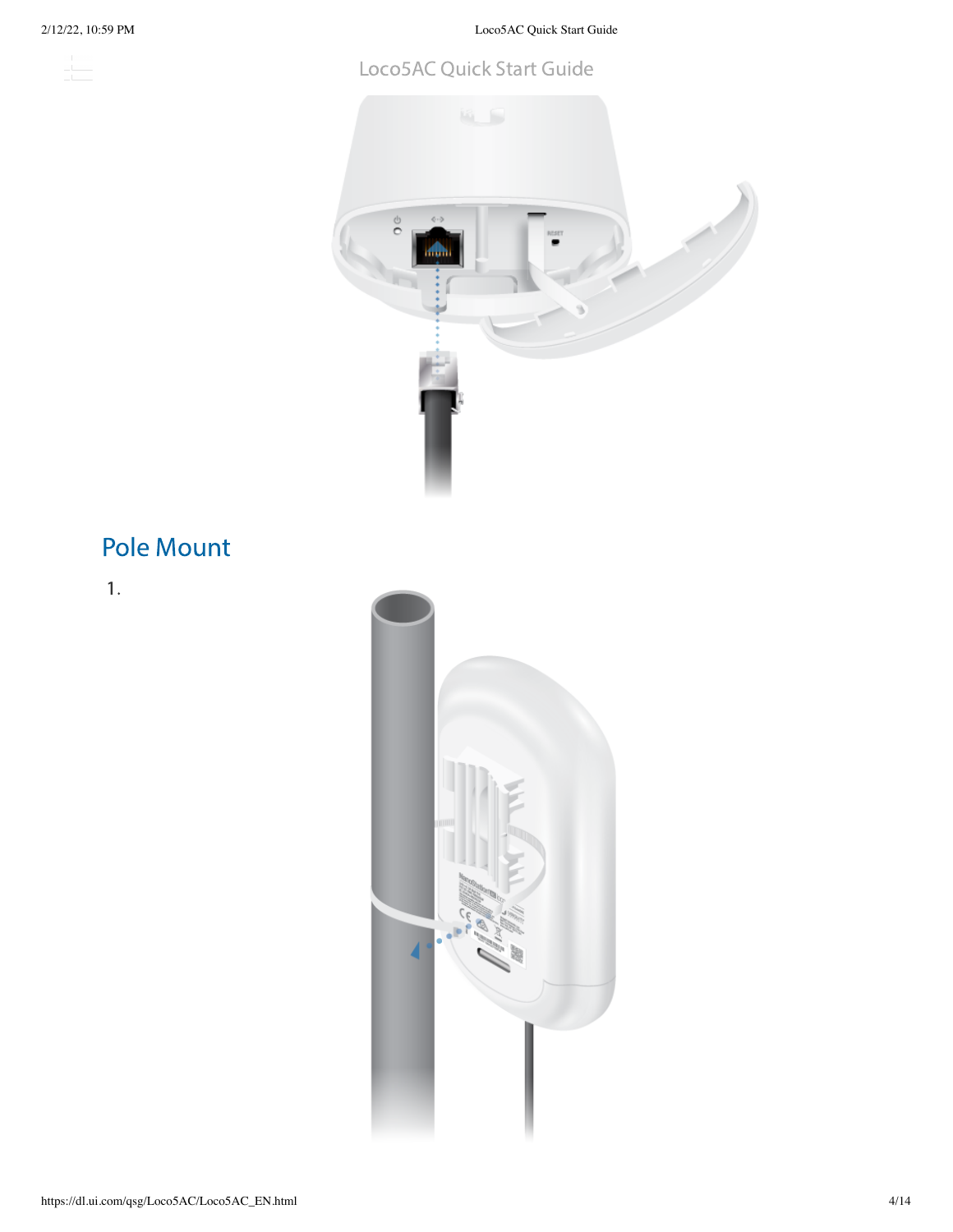## Pole Mount

1.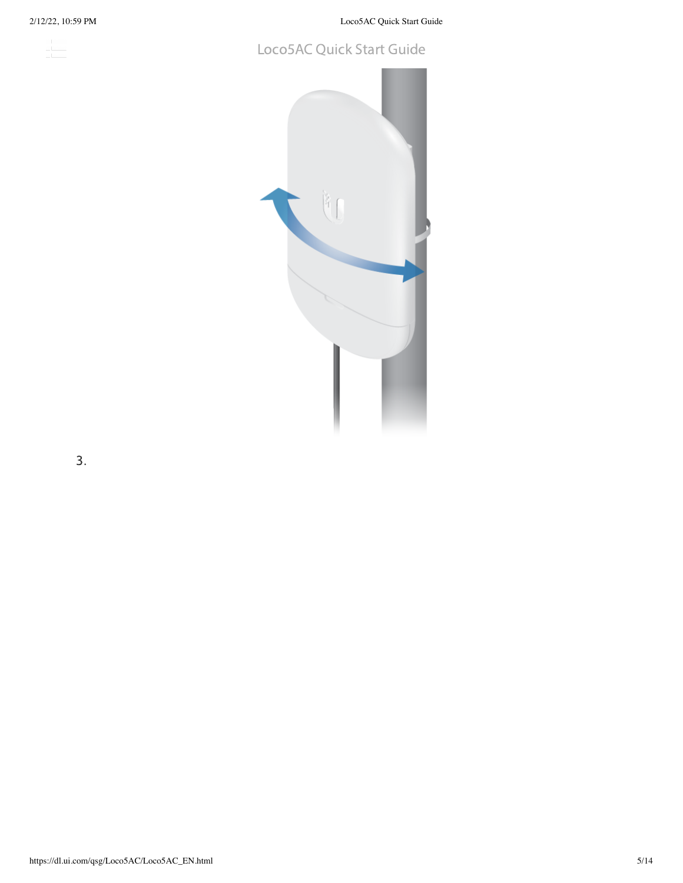3.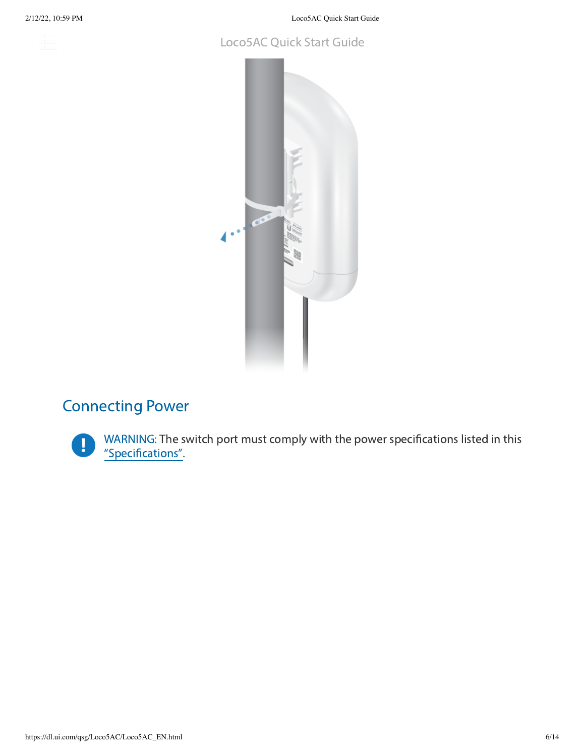## Connecting Power

WARNING: The switch port must comply with the power specifications listed in this "Specifications".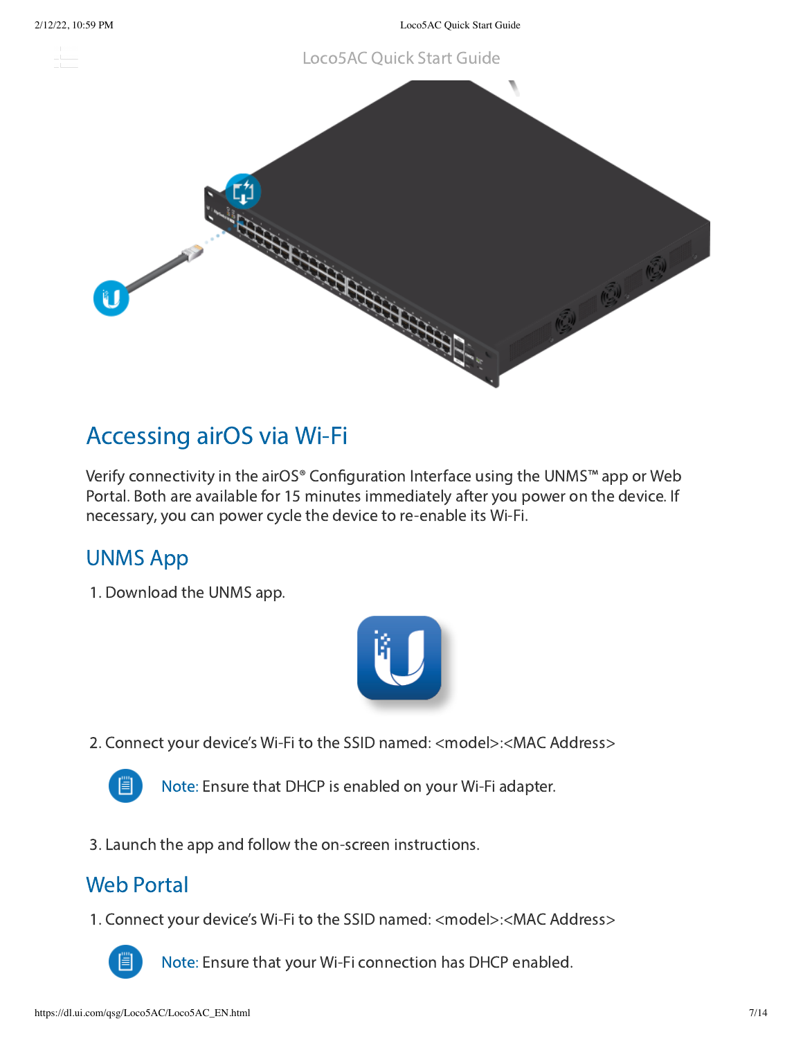## Accessing airOS via Wi-Fi

Verify connectivity in the airOS® Configuration Interface using the UNMS™ app or Web Portal. Both are available for 15 minutes immediately after you power on the device. If necessary, you can power cycle the device to re-enable its Wi-Fi.

### UNMS App

1. Download the UNMS app.
2. Connect your device's Wi-Fi to the SSID named: <model>:<MAC Address>

   Note: Ensure that DHCP is enabled on your Wi-Fi adapter.

3. Launch the app and follow the on-screen instructions.

### Web Portal

1. Connect your device's Wi-Fi to the SSID named: <model>:<MAC Address>

   Note: Ensure that your Wi-Fi connection has DHCP enabled.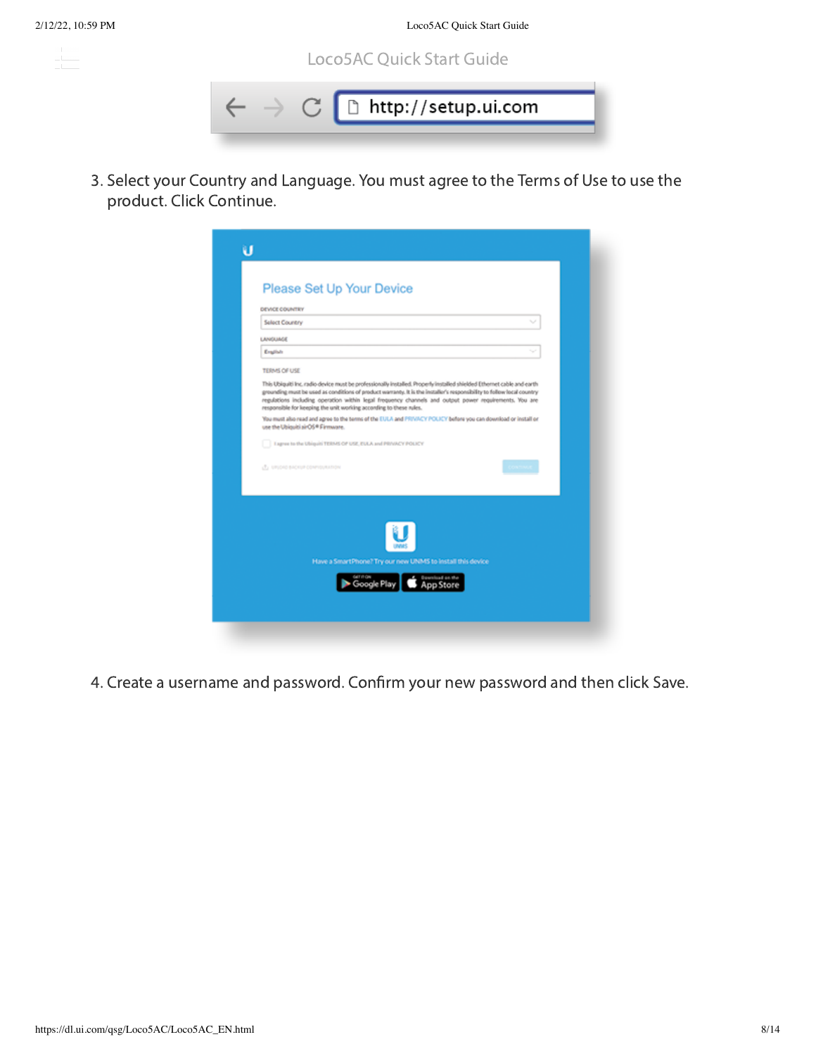3. Select your Country and Language. You must agree to the Terms of Use to use the product. Click Continue.

4. Create a username and password. Confirm your new password and then click Save.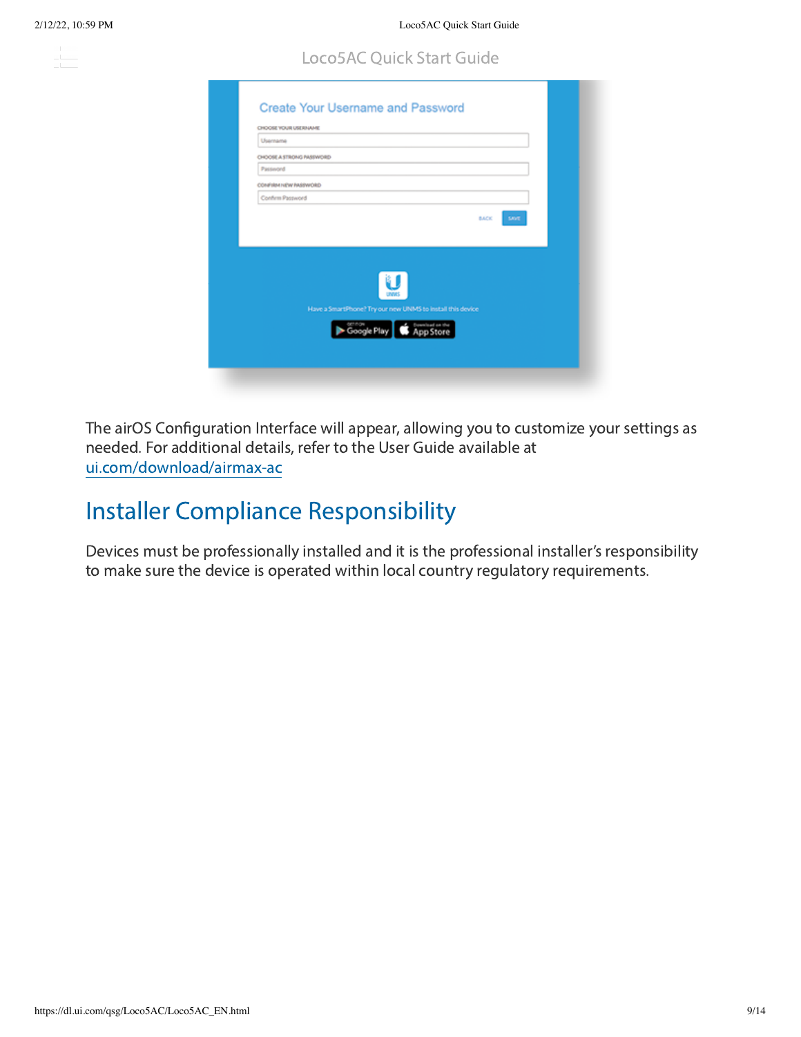The airOS Configuration Interface will appear, allowing you to customize your settings as needed. For additional details, refer to the User Guide available at [ui.com/download/airmax-ac](ui.com/download/airmax-ac)

## Installer Compliance Responsibility

Devices must be professionally installed and it is the professional installer's responsibility to make sure the device is operated within local country regulatory requirements.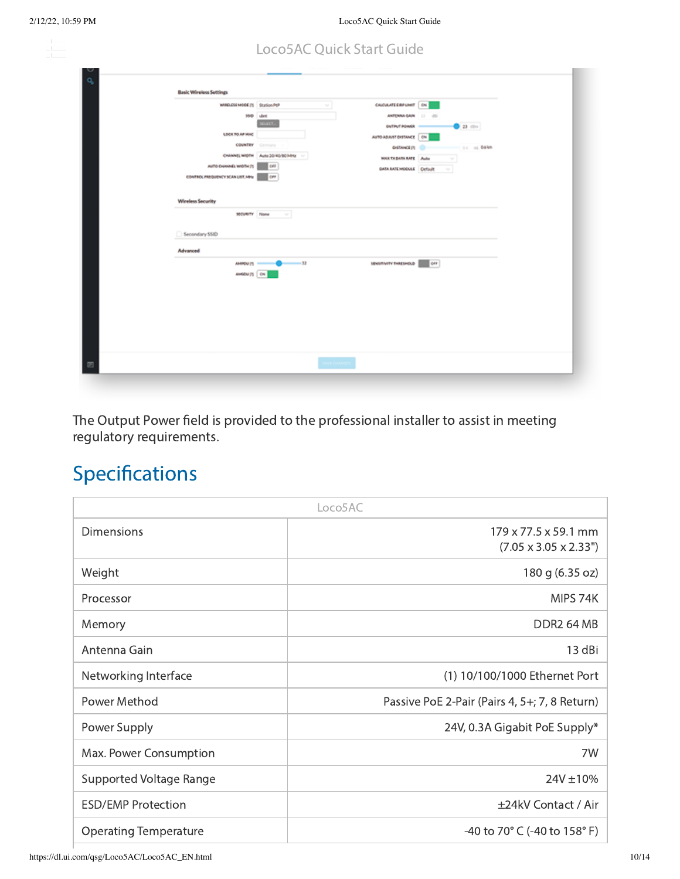The Output Power field is provided to the professional installer to assist in meeting regulatory requirements.

## Specifications

| Loco5AC | |
|---|---|
| Dimensions | 179 x 77.5 x 59.1 mm (7.05 x 3.05 x 2.33") |
| Weight | 180 g (6.35 oz) |
| Processor | MIPS 74K |
| Memory | DDR2 64 MB |
| Antenna Gain | 13 dBi |
| Networking Interface | (1) 10/100/1000 Ethernet Port |
| Power Method | Passive PoE 2-Pair (Pairs 4, 5+; 7, 8 Return) |
| Power Supply | 24V, 0.3A Gigabit PoE Supply* |
| Max. Power Consumption | 7W |
| Supported Voltage Range | 24V ±10% |
| ESD/EMP Protection | ±24kV Contact / Air |
| Operating Temperature | -40 to 70° C (-40 to 158° F) |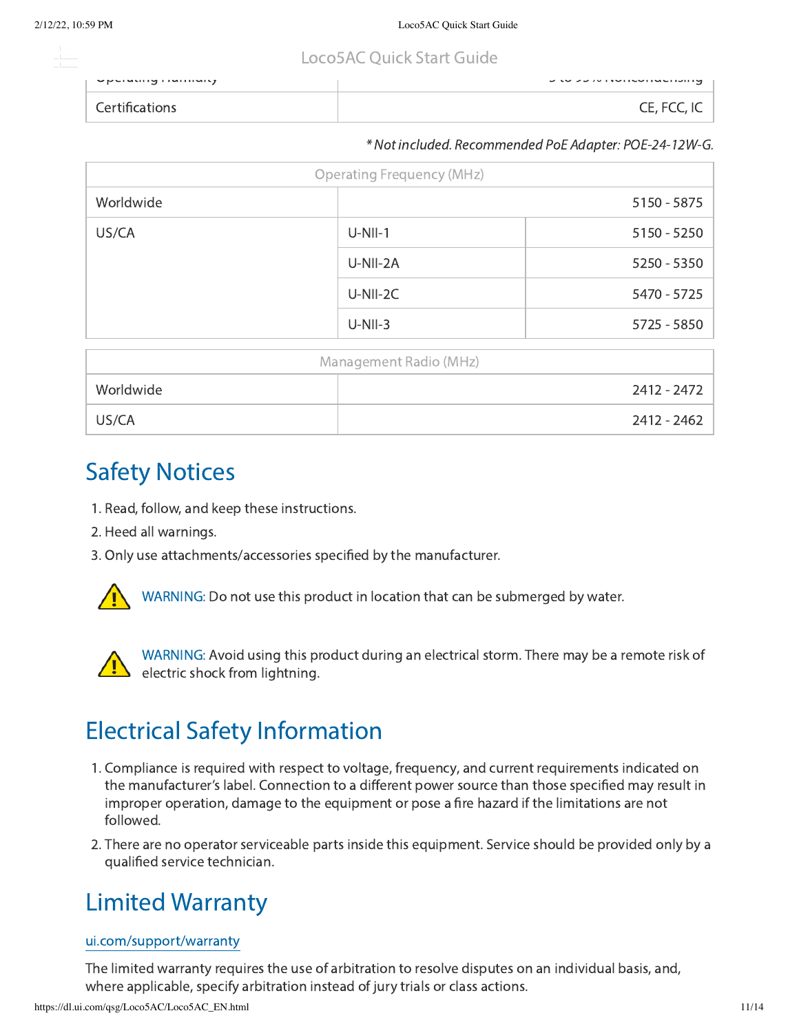| Operating Humidity | 5 to 95% Noncondensing |
| --- | --- |
| Certifications | CE, FCC, IC |

*\* Not included. Recommended PoE Adapter: POE-24-12W-G.*

| Operating Frequency (MHz) | | |
| --- | --- | --- |
| Worldwide | | 5150 - 5875 |
| US/CA | U-NII-1 | 5150 - 5250 |
| | U-NII-2A | 5250 - 5350 |
| | U-NII-2C | 5470 - 5725 |
| | U-NII-3 | 5725 - 5850 |

| Management Radio (MHz) | |
| --- | --- |
| Worldwide | 2412 - 2472 |
| US/CA | 2412 - 2462 |

# Safety Notices

1. Read, follow, and keep these instructions.
2. Heed all warnings.
3. Only use attachments/accessories specified by the manufacturer.

WARNING: Do not use this product in location that can be submerged by water.

WARNING: Avoid using this product during an electrical storm. There may be a remote risk of electric shock from lightning.

# Electrical Safety Information

1. Compliance is required with respect to voltage, frequency, and current requirements indicated on the manufacturer's label. Connection to a different power source than those specified may result in improper operation, damage to the equipment or pose a fire hazard if the limitations are not followed.
2. There are no operator serviceable parts inside this equipment. Service should be provided only by a qualified service technician.

# Limited Warranty

ui.com/support/warranty

The limited warranty requires the use of arbitration to resolve disputes on an individual basis, and, where applicable, specify arbitration instead of jury trials or class actions.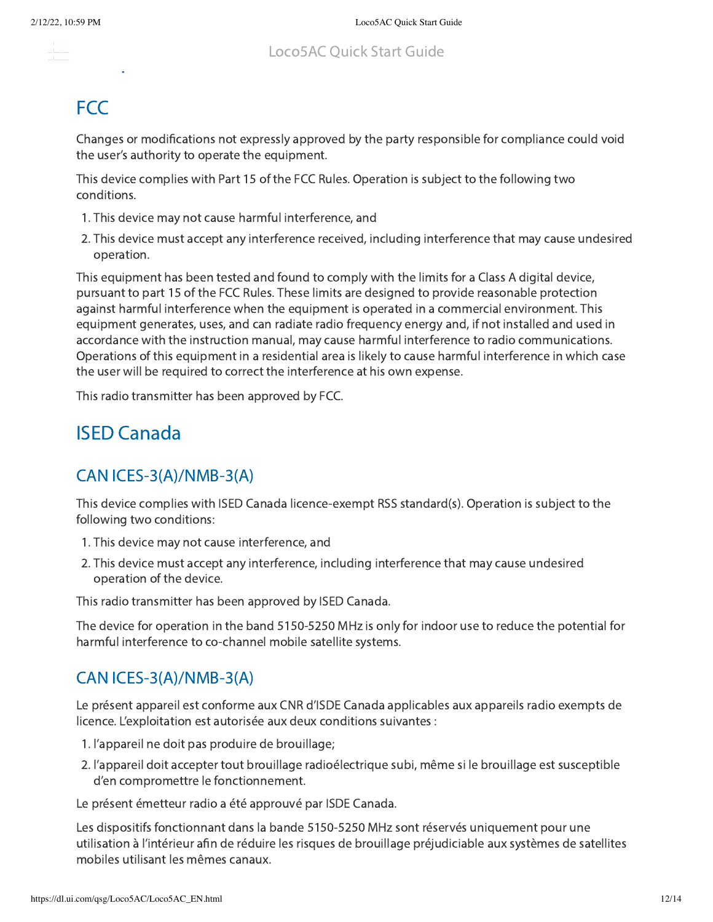## FCC

Changes or modifications not expressly approved by the party responsible for compliance could void the user's authority to operate the equipment.

This device complies with Part 15 of the FCC Rules. Operation is subject to the following two conditions.

1. This device may not cause harmful interference, and
2. This device must accept any interference received, including interference that may cause undesired operation.

This equipment has been tested and found to comply with the limits for a Class A digital device, pursuant to part 15 of the FCC Rules. These limits are designed to provide reasonable protection against harmful interference when the equipment is operated in a commercial environment. This equipment generates, uses, and can radiate radio frequency energy and, if not installed and used in accordance with the instruction manual, may cause harmful interference to radio communications. Operations of this equipment in a residential area is likely to cause harmful interference in which case the user will be required to correct the interference at his own expense.

This radio transmitter has been approved by FCC.

## ISED Canada

### CAN ICES-3(A)/NMB-3(A)

This device complies with ISED Canada licence-exempt RSS standard(s). Operation is subject to the following two conditions:

1. This device may not cause interference, and
2. This device must accept any interference, including interference that may cause undesired operation of the device.

This radio transmitter has been approved by ISED Canada.

The device for operation in the band 5150-5250 MHz is only for indoor use to reduce the potential for harmful interference to co-channel mobile satellite systems.

### CAN ICES-3(A)/NMB-3(A)

Le présent appareil est conforme aux CNR d'ISDE Canada applicables aux appareils radio exempts de licence. L'exploitation est autorisée aux deux conditions suivantes :

1. l'appareil ne doit pas produire de brouillage;
2. l'appareil doit accepter tout brouillage radioélectrique subi, même si le brouillage est susceptible d'en compromettre le fonctionnement.

Le présent émetteur radio a été approuvé par ISDE Canada.

Les dispositifs fonctionnant dans la bande 5150-5250 MHz sont réservés uniquement pour une utilisation à l'intérieur afin de réduire les risques de brouillage préjudiciable aux systèmes de satellites mobiles utilisant les mêmes canaux.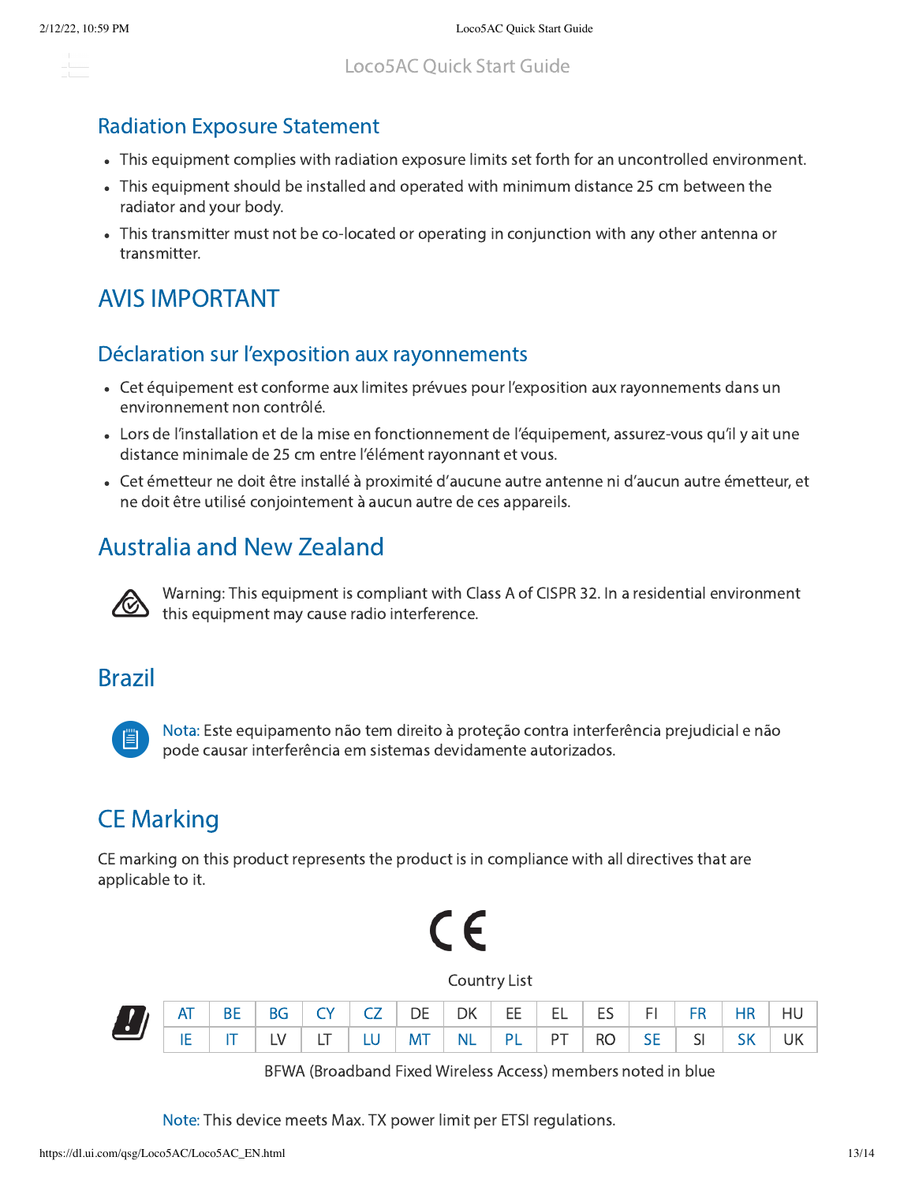## Radiation Exposure Statement

- This equipment complies with radiation exposure limits set forth for an uncontrolled environment.
- This equipment should be installed and operated with minimum distance 25 cm between the radiator and your body.
- This transmitter must not be co-located or operating in conjunction with any other antenna or transmitter.

# AVIS IMPORTANT

## Déclaration sur l'exposition aux rayonnements

- Cet équipement est conforme aux limites prévues pour l'exposition aux rayonnements dans un environnement non contrôlé.
- Lors de l'installation et de la mise en fonctionnement de l'équipement, assurez-vous qu'il y ait une distance minimale de 25 cm entre l'élément rayonnant et vous.
- Cet émetteur ne doit être installé à proximité d'aucune autre antenne ni d'aucun autre émetteur, et ne doit être utilisé conjointement à aucun autre de ces appareils.

# Australia and New Zealand

Warning: This equipment is compliant with Class A of CISPR 32. In a residential environment this equipment may cause radio interference.

# Brazil

Nota: Este equipamento não tem direito à proteção contra interferência prejudicial e não pode causar interferência em sistemas devidamente autorizados.

# CE Marking

CE marking on this product represents the product is in compliance with all directives that are applicable to it.

Country List

| AT | BE | BG | CY | CZ | DE | DK | EE | EL | ES | FI | FR | HR | HU |
|---|---|---|---|---|---|---|---|---|---|---|---|---|---|
| IE | IT | LV | LT | LU | MT | NL | PL | PT | RO | SE | SI | SK | UK |

BFWA (Broadband Fixed Wireless Access) members noted in blue

Note: This device meets Max. TX power limit per ETSI regulations.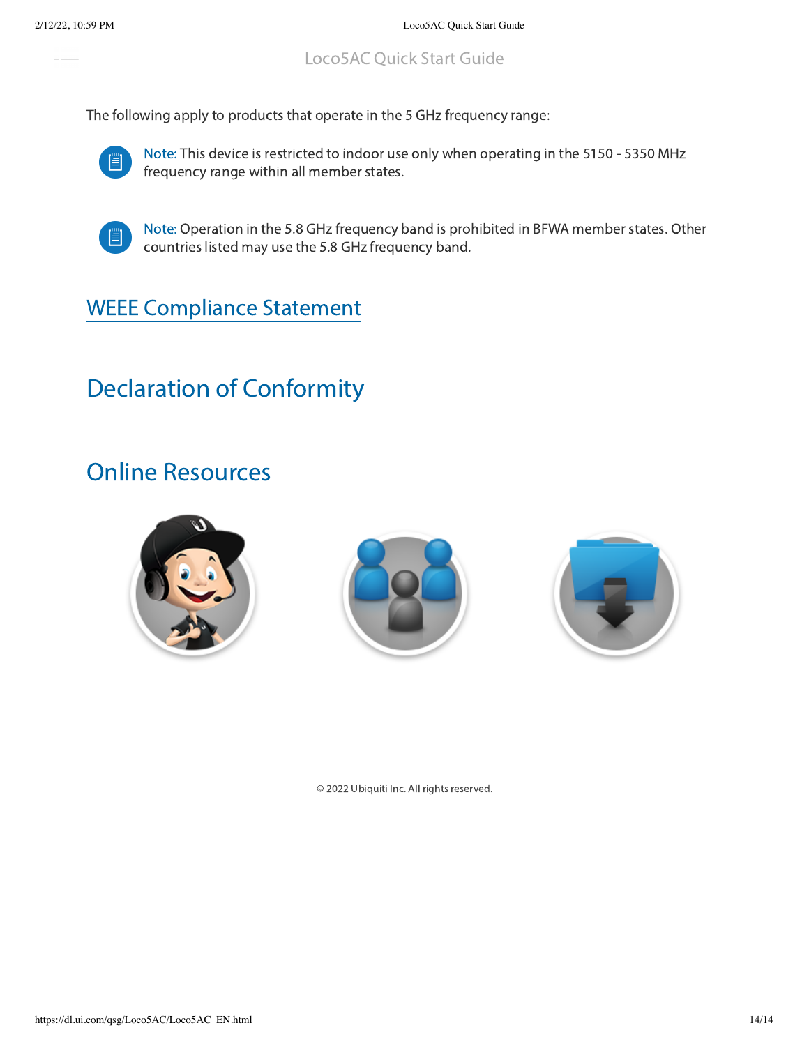The following apply to products that operate in the 5 GHz frequency range:

Note: This device is restricted to indoor use only when operating in the 5150 - 5350 MHz frequency range within all member states.

Note: Operation in the 5.8 GHz frequency band is prohibited in BFWA member states. Other countries listed may use the 5.8 GHz frequency band.

## WEEE Compliance Statement

## Declaration of Conformity

## Online Resources

© 2022 Ubiquiti Inc. All rights reserved.